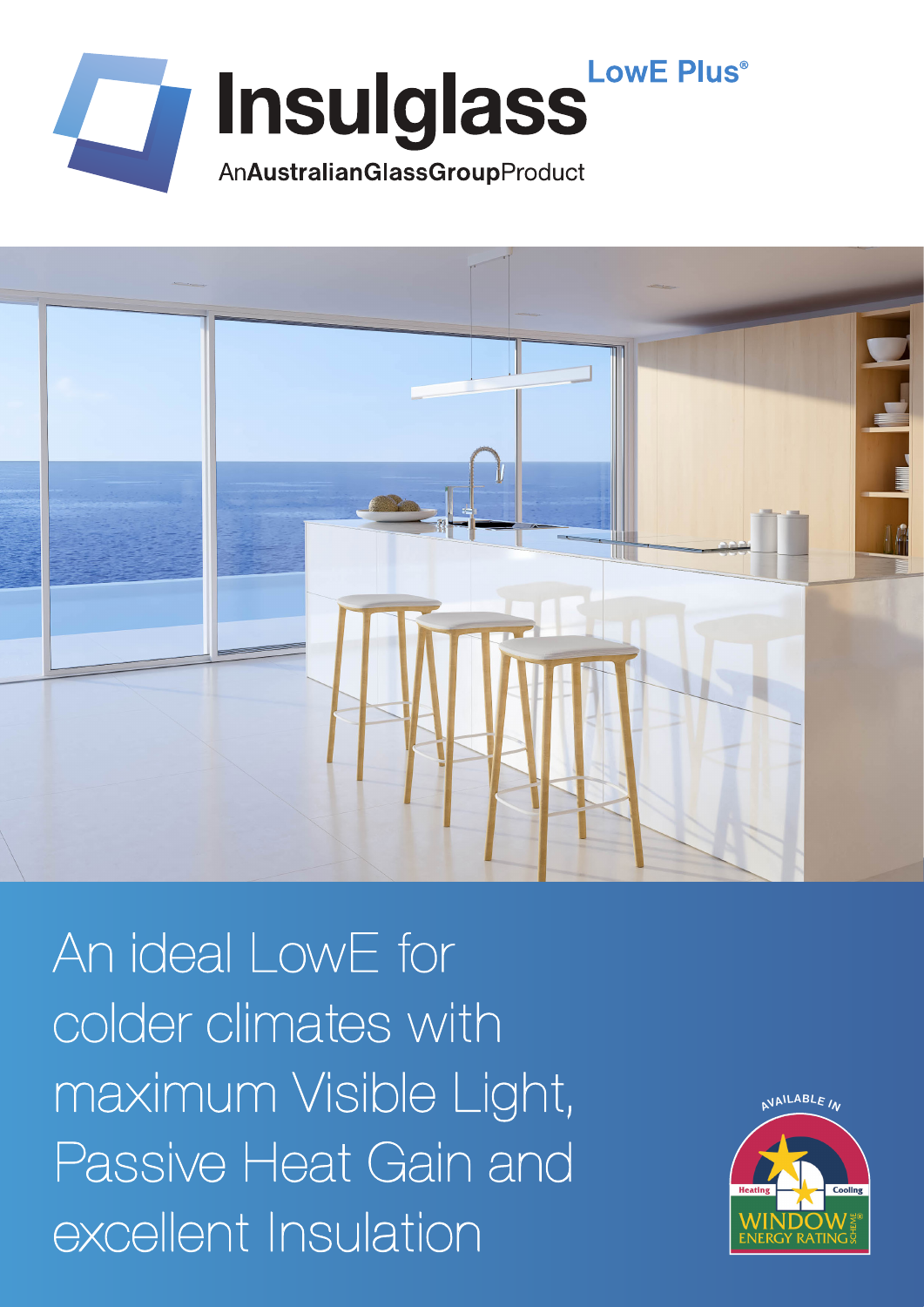# Insulglass LowE Plus®

AnAustralianGlassGroupProduct

## An ideal LowE for colder climates with maximum Visible Light, Passive Heat Gain and excellent Insulation

AVAILABLE IN

Heating Cooling

WINDOW ENERGY RATING SCHEME®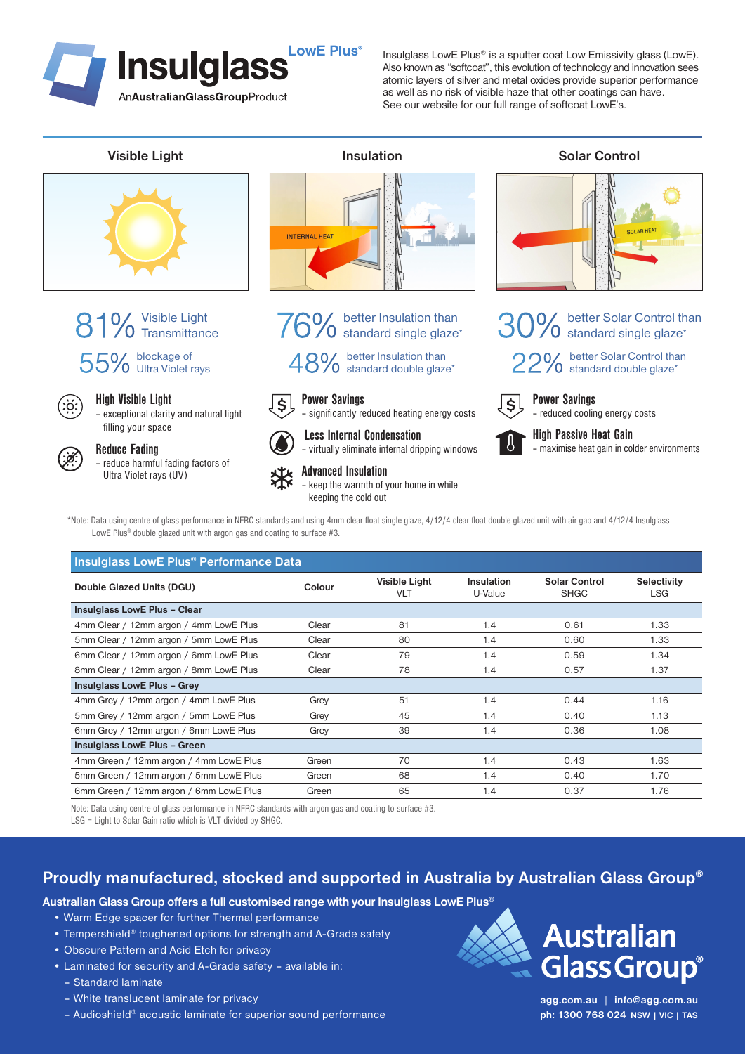# Insulglass LowE Plus®

An**AustralianGlassGroup**Product

Insulglass LowE Plus® is a sputter coat Low Emissivity glass (LowE). Also known as "softcoat", this evolution of technology and innovation sees atomic layers of silver and metal oxides provide superior performance as well as no risk of visible haze that other coatings can have. See our website for our full range of softcoat LowE's.

## Visible Light

81% Visible Light Transmittance

55% blockage of Ultra Violet rays

**High Visible Light**
– exceptional clarity and natural light filling your space

**Reduce Fading**
– reduce harmful fading factors of Ultra Violet rays (UV)

## Insulation

INTERNAL HEAT

76% better Insulation than standard single glaze*

48% better Insulation than standard double glaze*

**Power Savings**
– significantly reduced heating energy costs

**Less Internal Condensation**
– virtually eliminate internal dripping windows

**Advanced Insulation**
– keep the warmth of your home in while keeping the cold out

## Solar Control

SOLAR HEAT

30% better Solar Control than standard single glaze*

22% better Solar Control than standard double glaze*

**Power Savings**
– reduced cooling energy costs

**High Passive Heat Gain**
– maximise heat gain in colder environments

*Note: Data using centre of glass performance in NFRC standards and using 4mm clear float single glaze, 4/12/4 clear float double glazed unit with air gap and 4/12/4 Insulglass LowE Plus® double glazed unit with argon gas and coating to surface #3.

## Insulglass LowE Plus® Performance Data

| Double Glazed Units (DGU) | Colour | Visible Light VLT | Insulation U-Value | Solar Control SHGC | Selectivity LSG |
|---|---|---|---|---|---|
| **Insulglass LowE Plus – Clear** | | | | | |
| 4mm Clear / 12mm argon / 4mm LowE Plus | Clear | 81 | 1.4 | 0.61 | 1.33 |
| 5mm Clear / 12mm argon / 5mm LowE Plus | Clear | 80 | 1.4 | 0.60 | 1.33 |
| 6mm Clear / 12mm argon / 6mm LowE Plus | Clear | 79 | 1.4 | 0.59 | 1.34 |
| 8mm Clear / 12mm argon / 8mm LowE Plus | Clear | 78 | 1.4 | 0.57 | 1.37 |
| **Insulglass LowE Plus – Grey** | | | | | |
| 4mm Grey / 12mm argon / 4mm LowE Plus | Grey | 51 | 1.4 | 0.44 | 1.16 |
| 5mm Grey / 12mm argon / 5mm LowE Plus | Grey | 45 | 1.4 | 0.40 | 1.13 |
| 6mm Grey / 12mm argon / 6mm LowE Plus | Grey | 39 | 1.4 | 0.36 | 1.08 |
| **Insulglass LowE Plus – Green** | | | | | |
| 4mm Green / 12mm argon / 4mm LowE Plus | Green | 70 | 1.4 | 0.43 | 1.63 |
| 5mm Green / 12mm argon / 5mm LowE Plus | Green | 68 | 1.4 | 0.40 | 1.70 |
| 6mm Green / 12mm argon / 6mm LowE Plus | Green | 65 | 1.4 | 0.37 | 1.76 |

Note: Data using centre of glass performance in NFRC standards with argon gas and coating to surface #3.
LSG = Light to Solar Gain ratio which is VLT divided by SHGC.

## Proudly manufactured, stocked and supported in Australia by Australian Glass Group®

**Australian Glass Group offers a full customised range with your Insulglass LowE Plus®**

- Warm Edge spacer for further Thermal performance
- Tempershield® toughened options for strength and A-Grade safety
- Obscure Pattern and Acid Etch for privacy
- Laminated for security and A-Grade safety – available in:
  - Standard laminate
  - White translucent laminate for privacy
  - Audioshield® acoustic laminate for superior sound performance

**Australian Glass Group®**

**agg.com.au | info@agg.com.au**
**ph: 1300 768 024 NSW | VIC | TAS**